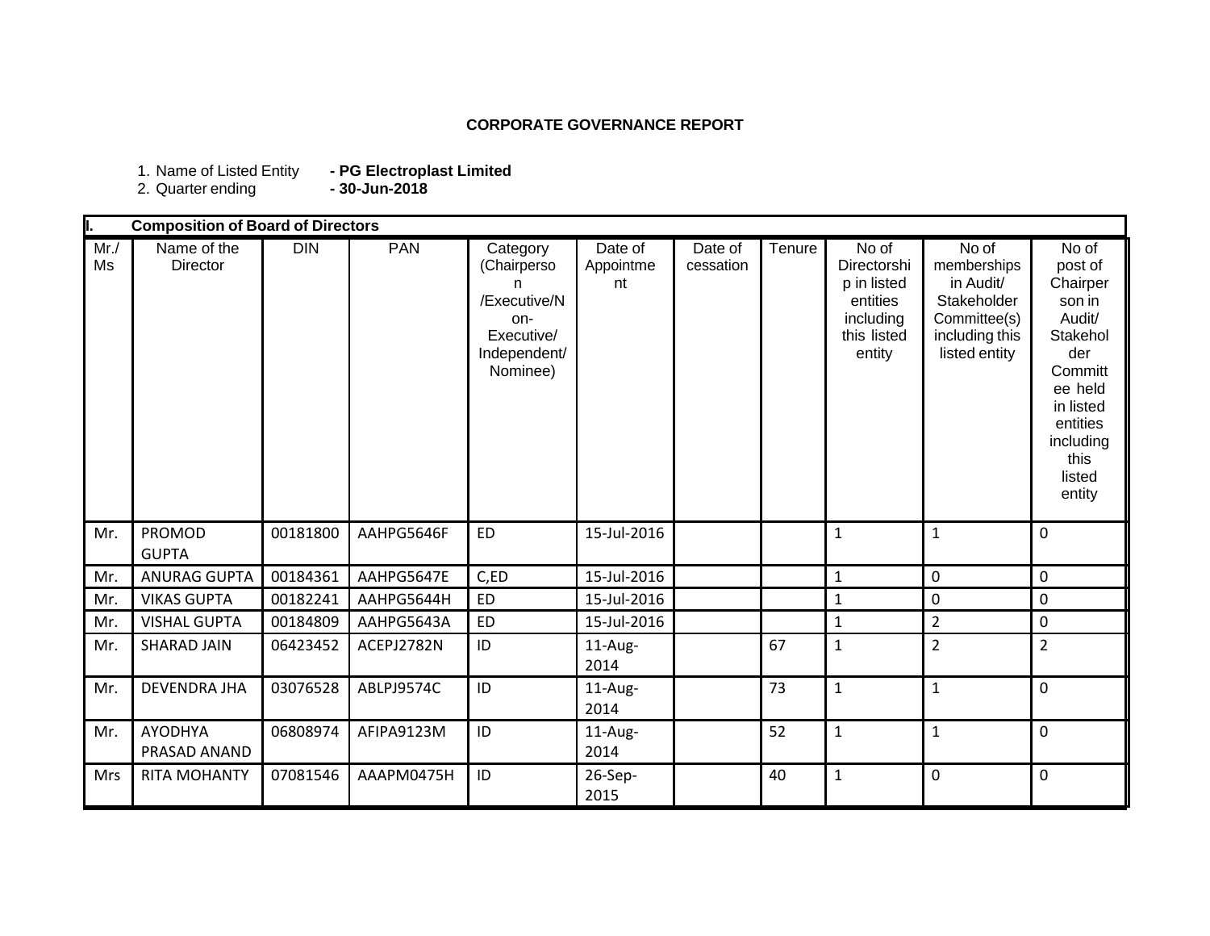# CORPORATE GOVERNANCE REPORT

1. Name of Listed Entity **- PG Electroplast Limited**
2. Quarter ending **- 30-Jun-2018**

| I. Composition of Board of Directors | | | | | | | | | | |
|---|---|---|---|---|---|---|---|---|---|---|
| Mr./ Ms | Name of the Director | DIN | PAN | Category (Chairperson /Executive/Non-Executive/ Independent/ Nominee) | Date of Appointment | Date of cessation | Tenure | No of Directorship in listed entities including this listed entity | No of memberships in Audit/ Stakeholder Committee(s) including this listed entity | No of post of Chairperson in Audit/ Stakeholder Committee held in listed entities including this listed entity |
| Mr. | PROMOD GUPTA | 00181800 | AAHPG5646F | ED | 15-Jul-2016 | | | 1 | 1 | 0 |
| Mr. | ANURAG GUPTA | 00184361 | AAHPG5647E | C,ED | 15-Jul-2016 | | | 1 | 0 | 0 |
| Mr. | VIKAS GUPTA | 00182241 | AAHPG5644H | ED | 15-Jul-2016 | | | 1 | 0 | 0 |
| Mr. | VISHAL GUPTA | 00184809 | AAHPG5643A | ED | 15-Jul-2016 | | | 1 | 2 | 0 |
| Mr. | SHARAD JAIN | 06423452 | ACEPJ2782N | ID | 11-Aug-2014 | | 67 | 1 | 2 | 2 |
| Mr. | DEVENDRA JHA | 03076528 | ABLPJ9574C | ID | 11-Aug-2014 | | 73 | 1 | 1 | 0 |
| Mr. | AYODHYA PRASAD ANAND | 06808974 | AFIPA9123M | ID | 11-Aug-2014 | | 52 | 1 | 1 | 0 |
| Mrs | RITA MOHANTY | 07081546 | AAAPM0475H | ID | 26-Sep-2015 | | 40 | 1 | 0 | 0 |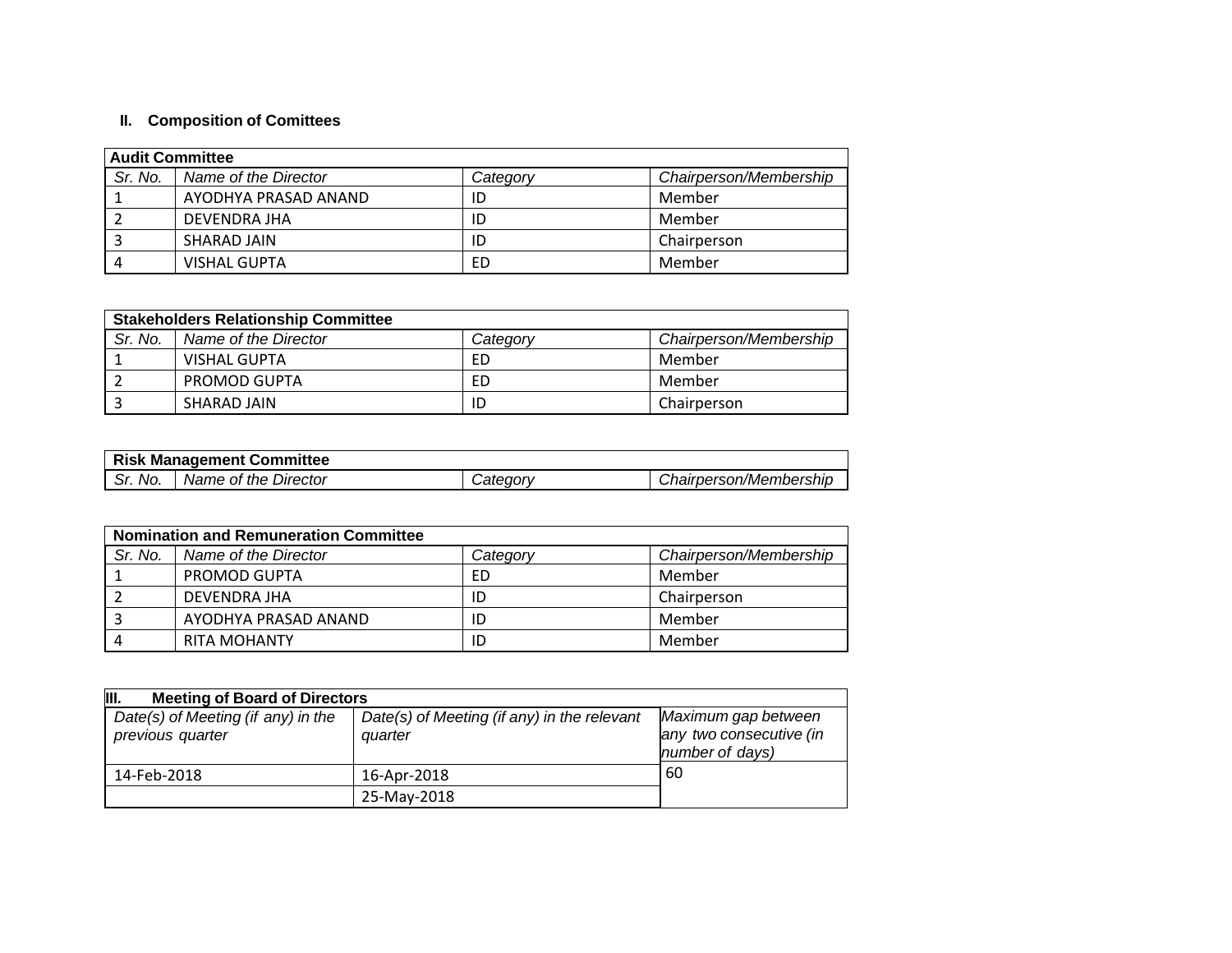## II. Composition of Comittees

| Audit Committee | | | |
|---|---|---|---|
| *Sr. No.* | *Name of the Director* | *Category* | *Chairperson/Membership* |
| 1 | AYODHYA PRASAD ANAND | ID | Member |
| 2 | DEVENDRA JHA | ID | Member |
| 3 | SHARAD JAIN | ID | Chairperson |
| 4 | VISHAL GUPTA | ED | Member |

| Stakeholders Relationship Committee | | | |
|---|---|---|---|
| *Sr. No.* | *Name of the Director* | *Category* | *Chairperson/Membership* |
| 1 | VISHAL GUPTA | ED | Member |
| 2 | PROMOD GUPTA | ED | Member |
| 3 | SHARAD JAIN | ID | Chairperson |

| Risk Management Committee | | | |
|---|---|---|---|
| *Sr. No.* | *Name of the Director* | *Category* | *Chairperson/Membership* |

| Nomination and Remuneration Committee | | | |
|---|---|---|---|
| *Sr. No.* | *Name of the Director* | *Category* | *Chairperson/Membership* |
| 1 | PROMOD GUPTA | ED | Member |
| 2 | DEVENDRA JHA | ID | Chairperson |
| 3 | AYODHYA PRASAD ANAND | ID | Member |
| 4 | RITA MOHANTY | ID | Member |

| III. Meeting of Board of Directors | | |
|---|---|---|
| *Date(s) of Meeting (if any) in the previous quarter* | *Date(s) of Meeting (if any) in the relevant quarter* | *Maximum gap between any two consecutive (in number of days)* |
| 14-Feb-2018 | 16-Apr-2018 | 60 |
| | 25-May-2018 | |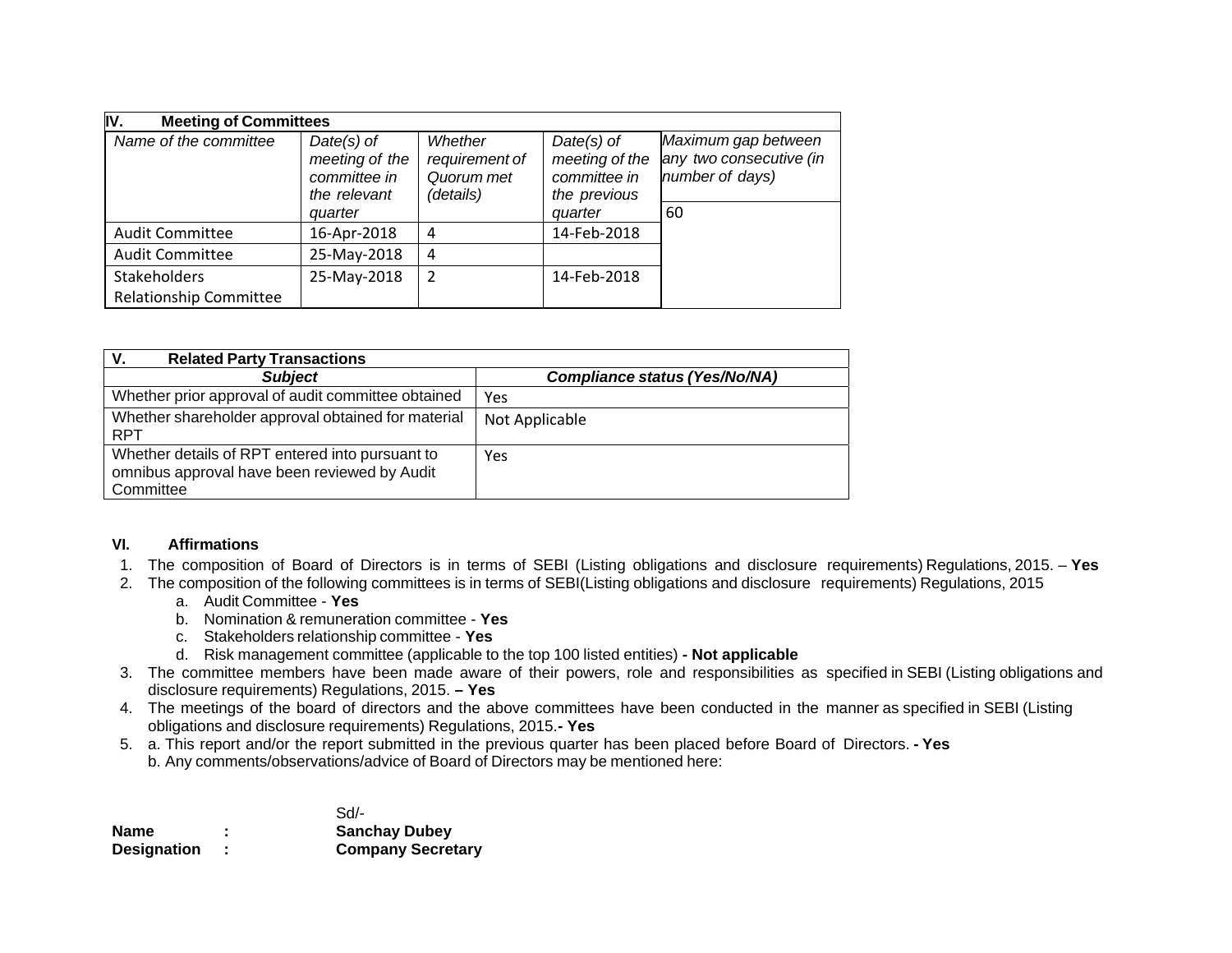| IV. Meeting of Committees | | | | |
|---|---|---|---|---|
| *Name of the committee* | *Date(s) of meeting of the committee in the relevant quarter* | *Whether requirement of Quorum met (details)* | *Date(s) of meeting of the committee in the previous quarter* | *Maximum gap between any two consecutive (in number of days)* |
| | | | | 60 |
| Audit Committee | 16-Apr-2018 | 4 | 14-Feb-2018 | |
| Audit Committee | 25-May-2018 | 4 | | |
| Stakeholders Relationship Committee | 25-May-2018 | 2 | 14-Feb-2018 | |

| V. Related Party Transactions | |
|---|---|
| ***Subject*** | ***Compliance status (Yes/No/NA)*** |
| Whether prior approval of audit committee obtained | Yes |
| Whether shareholder approval obtained for material RPT | Not Applicable |
| Whether details of RPT entered into pursuant to omnibus approval have been reviewed by Audit Committee | Yes |

**VI. Affirmations**

1. The composition of Board of Directors is in terms of SEBI (Listing obligations and disclosure requirements) Regulations, 2015. – **Yes**
2. The composition of the following committees is in terms of SEBI(Listing obligations and disclosure requirements) Regulations, 2015
   a. Audit Committee - **Yes**
   b. Nomination & remuneration committee - **Yes**
   c. Stakeholders relationship committee - **Yes**
   d. Risk management committee (applicable to the top 100 listed entities) **- Not applicable**
3. The committee members have been made aware of their powers, role and responsibilities as specified in SEBI (Listing obligations and disclosure requirements) Regulations, 2015. **– Yes**
4. The meetings of the board of directors and the above committees have been conducted in the manner as specified in SEBI (Listing obligations and disclosure requirements) Regulations, 2015**.- Yes**
5. a. This report and/or the report submitted in the previous quarter has been placed before Board of Directors. **- Yes**
   b. Any comments/observations/advice of Board of Directors may be mentioned here:

Sd/-

**Name : Sanchay Dubey**
**Designation : Company Secretary**